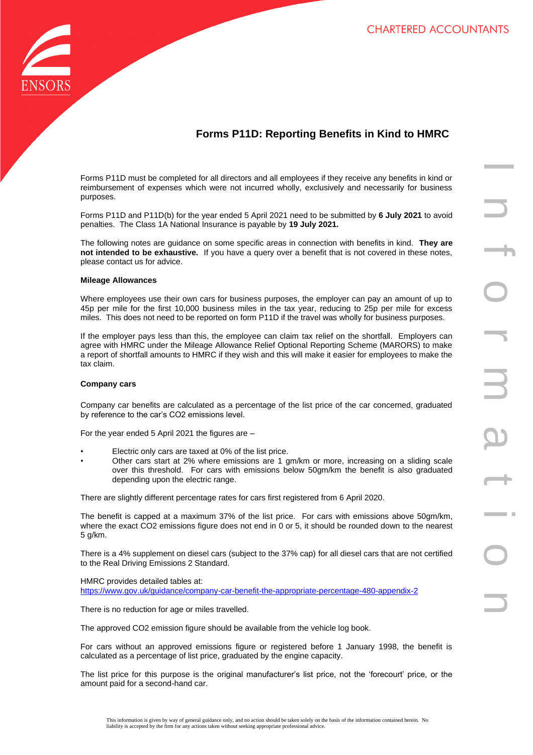# Forms P11D: Reporting Benefits in Kind to HMRC

Forms P11D must be completed for all directors and all employees if they receive any benefits in kind or reimbursement of expenses which were not incurred wholly, exclusively and necessarily for business purposes.

Forms P11D and P11D(b) for the year ended 5 April 2021 need to be submitted by **6 July 2021** to avoid penalties. The Class 1A National Insurance is payable by **19 July 2021.**

The following notes are guidance on some specific areas in connection with benefits in kind. **They are not intended to be exhaustive.** If you have a query over a benefit that is not covered in these notes, please contact us for advice.

### Mileage Allowances

Where employees use their own cars for business purposes, the employer can pay an amount of up to 45p per mile for the first 10,000 business miles in the tax year, reducing to 25p per mile for excess miles. This does not need to be reported on form P11D if the travel was wholly for business purposes.

If the employer pays less than this, the employee can claim tax relief on the shortfall. Employers can agree with HMRC under the Mileage Allowance Relief Optional Reporting Scheme (MARORS) to make a report of shortfall amounts to HMRC if they wish and this will make it easier for employees to make the tax claim.

### Company cars

Company car benefits are calculated as a percentage of the list price of the car concerned, graduated by reference to the car's $CO_2$ emissions level.

For the year ended 5 April 2021 the figures are –

- Electric only cars are taxed at 0% of the list price.
- Other cars start at 2% where emissions are 1 gm/km or more, increasing on a sliding scale over this threshold. For cars with emissions below 50gm/km the benefit is also graduated depending upon the electric range.

There are slightly different percentage rates for cars first registered from 6 April 2020.

The benefit is capped at a maximum 37% of the list price. For cars with emissions above 50gm/km, where the exact $CO_2$ emissions figure does not end in 0 or 5, it should be rounded down to the nearest 5 g/km.

There is a 4% supplement on diesel cars (subject to the 37% cap) for all diesel cars that are not certified to the Real Driving Emissions 2 Standard.

HMRC provides detailed tables at:
https://www.gov.uk/guidance/company-car-benefit-the-appropriate-percentage-480-appendix-2

There is no reduction for age or miles travelled.

The approved $CO_2$ emission figure should be available from the vehicle log book.

For cars without an approved emissions figure or registered before 1 January 1998, the benefit is calculated as a percentage of list price, graduated by the engine capacity.

The list price for this purpose is the original manufacturer's list price, not the 'forecourt' price, or the amount paid for a second-hand car.

This information is given by way of general guidance only, and no action should be taken solely on the basis of the information contained herein. No liability is accepted by the firm for any actions taken without seeking appropriate professional advice.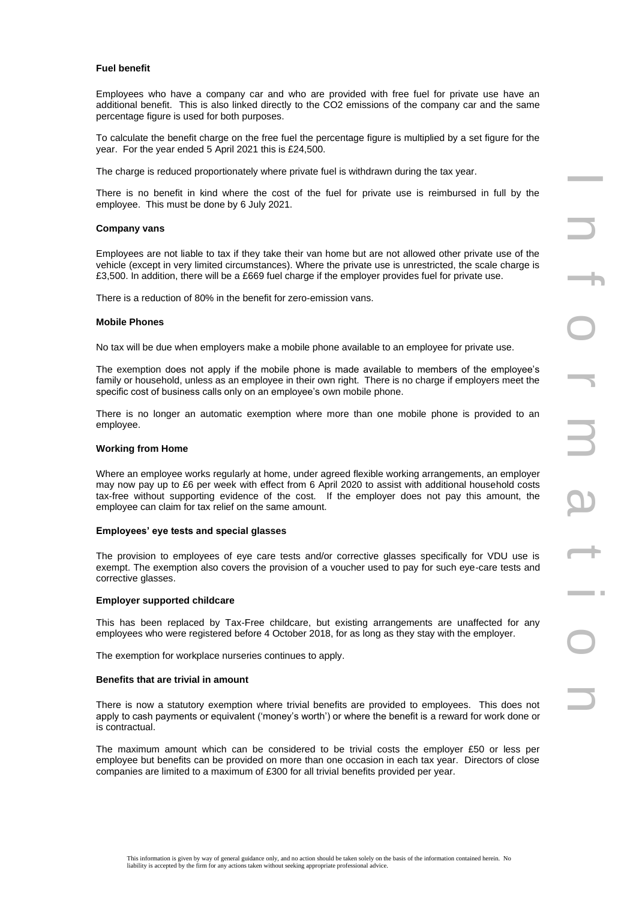### Fuel benefit

Employees who have a company car and who are provided with free fuel for private use have an additional benefit. This is also linked directly to the $CO_2$ emissions of the company car and the same percentage figure is used for both purposes.

To calculate the benefit charge on the free fuel the percentage figure is multiplied by a set figure for the year. For the year ended 5 April 2021 this is £24,500.

The charge is reduced proportionately where private fuel is withdrawn during the tax year.

There is no benefit in kind where the cost of the fuel for private use is reimbursed in full by the employee. This must be done by 6 July 2021.

### Company vans

Employees are not liable to tax if they take their van home but are not allowed other private use of the vehicle (except in very limited circumstances). Where the private use is unrestricted, the scale charge is £3,500. In addition, there will be a £669 fuel charge if the employer provides fuel for private use.

There is a reduction of 80% in the benefit for zero-emission vans.

### Mobile Phones

No tax will be due when employers make a mobile phone available to an employee for private use.

The exemption does not apply if the mobile phone is made available to members of the employee's family or household, unless as an employee in their own right. There is no charge if employers meet the specific cost of business calls only on an employee's own mobile phone.

There is no longer an automatic exemption where more than one mobile phone is provided to an employee.

### Working from Home

Where an employee works regularly at home, under agreed flexible working arrangements, an employer may now pay up to £6 per week with effect from 6 April 2020 to assist with additional household costs tax-free without supporting evidence of the cost. If the employer does not pay this amount, the employee can claim for tax relief on the same amount.

### Employees' eye tests and special glasses

The provision to employees of eye care tests and/or corrective glasses specifically for VDU use is exempt. The exemption also covers the provision of a voucher used to pay for such eye-care tests and corrective glasses.

### Employer supported childcare

This has been replaced by Tax-Free childcare, but existing arrangements are unaffected for any employees who were registered before 4 October 2018, for as long as they stay with the employer.

The exemption for workplace nurseries continues to apply.

### Benefits that are trivial in amount

There is now a statutory exemption where trivial benefits are provided to employees. This does not apply to cash payments or equivalent ('money's worth') or where the benefit is a reward for work done or is contractual.

The maximum amount which can be considered to be trivial costs the employer £50 or less per employee but benefits can be provided on more than one occasion in each tax year. Directors of close companies are limited to a maximum of £300 for all trivial benefits provided per year.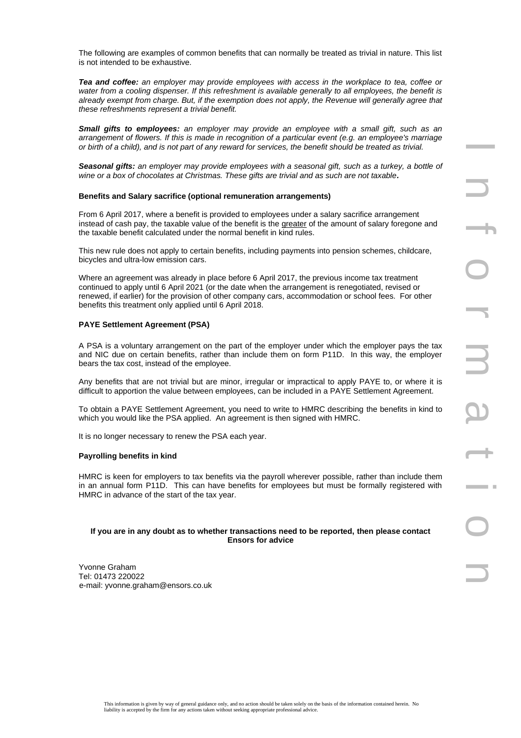The following are examples of common benefits that can normally be treated as trivial in nature. This list is not intended to be exhaustive.

***Tea and coffee:*** *an employer may provide employees with access in the workplace to tea, coffee or water from a cooling dispenser. If this refreshment is available generally to all employees, the benefit is already exempt from charge. But, if the exemption does not apply, the Revenue will generally agree that these refreshments represent a trivial benefit.*

***Small gifts to employees:*** *an employer may provide an employee with a small gift, such as an arrangement of flowers. If this is made in recognition of a particular event (e.g. an employee's marriage or birth of a child), and is not part of any reward for services, the benefit should be treated as trivial.*

***Seasonal gifts:*** *an employer may provide employees with a seasonal gift, such as a turkey, a bottle of wine or a box of chocolates at Christmas. These gifts are trivial and as such are not taxable.*

**Benefits and Salary sacrifice (optional remuneration arrangements)**

From 6 April 2017, where a benefit is provided to employees under a salary sacrifice arrangement instead of cash pay, the taxable value of the benefit is the greater of the amount of salary foregone and the taxable benefit calculated under the normal benefit in kind rules.

This new rule does not apply to certain benefits, including payments into pension schemes, childcare, bicycles and ultra-low emission cars.

Where an agreement was already in place before 6 April 2017, the previous income tax treatment continued to apply until 6 April 2021 (or the date when the arrangement is renegotiated, revised or renewed, if earlier) for the provision of other company cars, accommodation or school fees. For other benefits this treatment only applied until 6 April 2018.

**PAYE Settlement Agreement (PSA)**

A PSA is a voluntary arrangement on the part of the employer under which the employer pays the tax and NIC due on certain benefits, rather than include them on form P11D. In this way, the employer bears the tax cost, instead of the employee.

Any benefits that are not trivial but are minor, irregular or impractical to apply PAYE to, or where it is difficult to apportion the value between employees, can be included in a PAYE Settlement Agreement.

To obtain a PAYE Settlement Agreement, you need to write to HMRC describing the benefits in kind to which you would like the PSA applied. An agreement is then signed with HMRC.

It is no longer necessary to renew the PSA each year.

**Payrolling benefits in kind**

HMRC is keen for employers to tax benefits via the payroll wherever possible, rather than include them in an annual form P11D. This can have benefits for employees but must be formally registered with HMRC in advance of the start of the tax year.

**If you are in any doubt as to whether transactions need to be reported, then please contact Ensors for advice**

Yvonne Graham
Tel: 01473 220022
e-mail: yvonne.graham@ensors.co.uk

This information is given by way of general guidance only, and no action should be taken solely on the basis of the information contained herein. No liability is accepted by the firm for any actions taken without seeking appropriate professional advice.